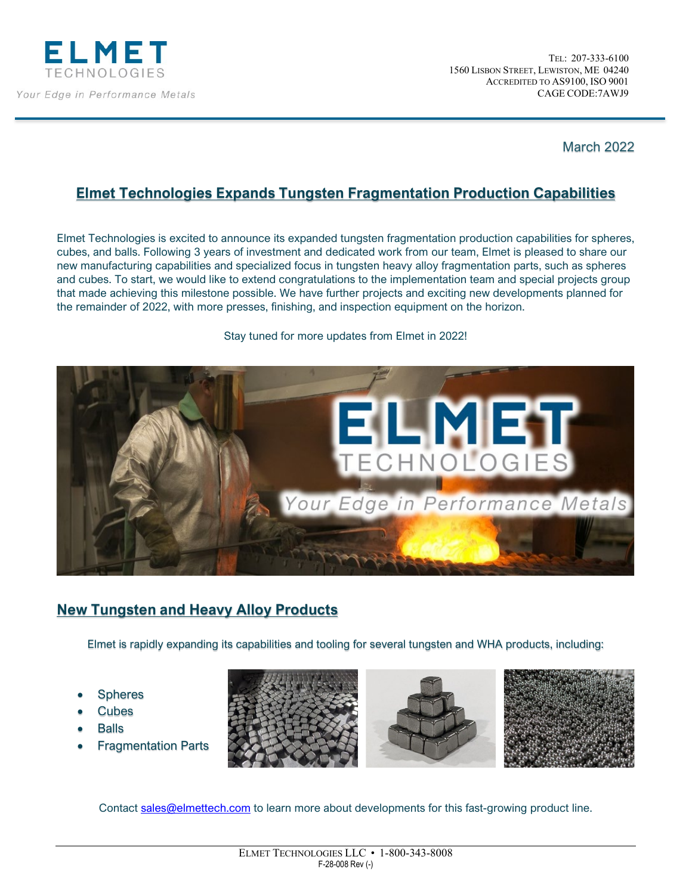ELMET
TECHNOLOGIES

*Your Edge in Performance Metals*

TEL: 207-333-6100
1560 LISBON STREET, LEWISTON, ME 04240
ACCREDITED TO AS9100, ISO 9001
CAGE CODE:7AWJ9

March 2022

## Elmet Technologies Expands Tungsten Fragmentation Production Capabilities

Elmet Technologies is excited to announce its expanded tungsten fragmentation production capabilities for spheres, cubes, and balls. Following 3 years of investment and dedicated work from our team, Elmet is pleased to share our new manufacturing capabilities and specialized focus in tungsten heavy alloy fragmentation parts, such as spheres and cubes. To start, we would like to extend congratulations to the implementation team and special projects group that made achieving this milestone possible. We have further projects and exciting new developments planned for the remainder of 2022, with more presses, finishing, and inspection equipment on the horizon.

Stay tuned for more updates from Elmet in 2022!

## New Tungsten and Heavy Alloy Products

Elmet is rapidly expanding its capabilities and tooling for several tungsten and WHA products, including:

- Spheres
- Cubes
- Balls
- Fragmentation Parts

Contact sales@elmettech.com to learn more about developments for this fast-growing product line.

ELMET TECHNOLOGIES LLC • 1-800-343-8008
F-28-008 Rev (-)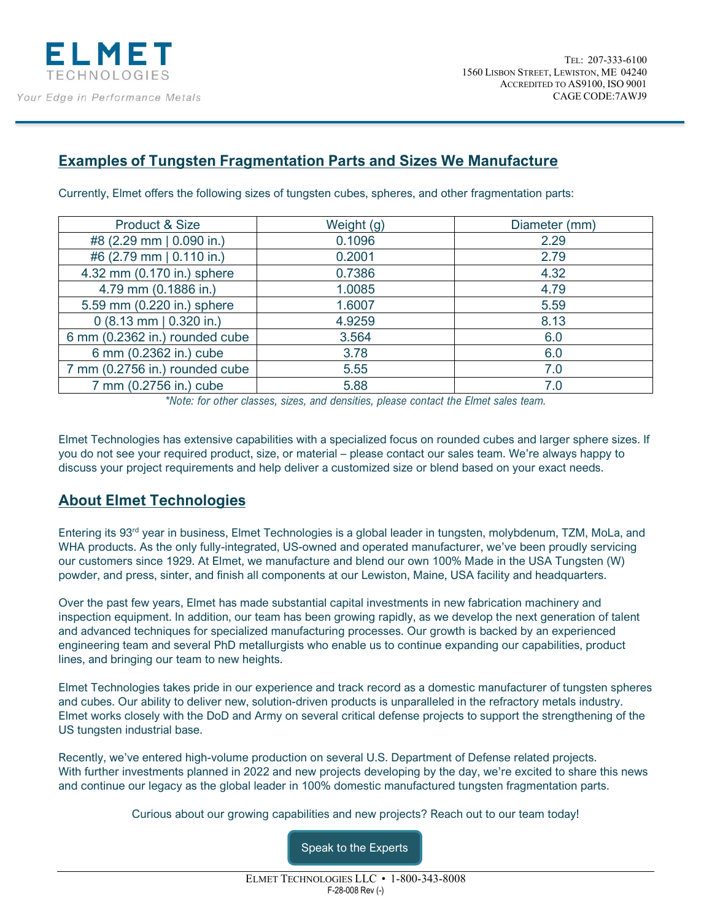## Examples of Tungsten Fragmentation Parts and Sizes We Manufacture

Currently, Elmet offers the following sizes of tungsten cubes, spheres, and other fragmentation parts:

| Product & Size | Weight (g) | Diameter (mm) |
|---|---|---|
| #8 (2.29 mm \| 0.090 in.) | 0.1096 | 2.29 |
| #6 (2.79 mm \| 0.110 in.) | 0.2001 | 2.79 |
| 4.32 mm (0.170 in.) sphere | 0.7386 | 4.32 |
| 4.79 mm (0.1886 in.) | 1.0085 | 4.79 |
| 5.59 mm (0.220 in.) sphere | 1.6007 | 5.59 |
| 0 (8.13 mm \| 0.320 in.) | 4.9259 | 8.13 |
| 6 mm (0.2362 in.) rounded cube | 3.564 | 6.0 |
| 6 mm (0.2362 in.) cube | 3.78 | 6.0 |
| 7 mm (0.2756 in.) rounded cube | 5.55 | 7.0 |
| 7 mm (0.2756 in.) cube | 5.88 | 7.0 |

*\*Note: for other classes, sizes, and densities, please contact the Elmet sales team.*

Elmet Technologies has extensive capabilities with a specialized focus on rounded cubes and larger sphere sizes. If you do not see your required product, size, or material – please contact our sales team. We're always happy to discuss your project requirements and help deliver a customized size or blend based on your exact needs.

## About Elmet Technologies

Entering its 93rd year in business, Elmet Technologies is a global leader in tungsten, molybdenum, TZM, MoLa, and WHA products. As the only fully-integrated, US-owned and operated manufacturer, we've been proudly servicing our customers since 1929. At Elmet, we manufacture and blend our own 100% Made in the USA Tungsten (W) powder, and press, sinter, and finish all components at our Lewiston, Maine, USA facility and headquarters.

Over the past few years, Elmet has made substantial capital investments in new fabrication machinery and inspection equipment. In addition, our team has been growing rapidly, as we develop the next generation of talent and advanced techniques for specialized manufacturing processes. Our growth is backed by an experienced engineering team and several PhD metallurgists who enable us to continue expanding our capabilities, product lines, and bringing our team to new heights.

Elmet Technologies takes pride in our experience and track record as a domestic manufacturer of tungsten spheres and cubes. Our ability to deliver new, solution-driven products is unparalleled in the refractory metals industry. Elmet works closely with the DoD and Army on several critical defense projects to support the strengthening of the US tungsten industrial base.

Recently, we've entered high-volume production on several U.S. Department of Defense related projects. With further investments planned in 2022 and new projects developing by the day, we're excited to share this news and continue our legacy as the global leader in 100% domestic manufactured tungsten fragmentation parts.

Curious about our growing capabilities and new projects? Reach out to our team today!

Speak to the Experts